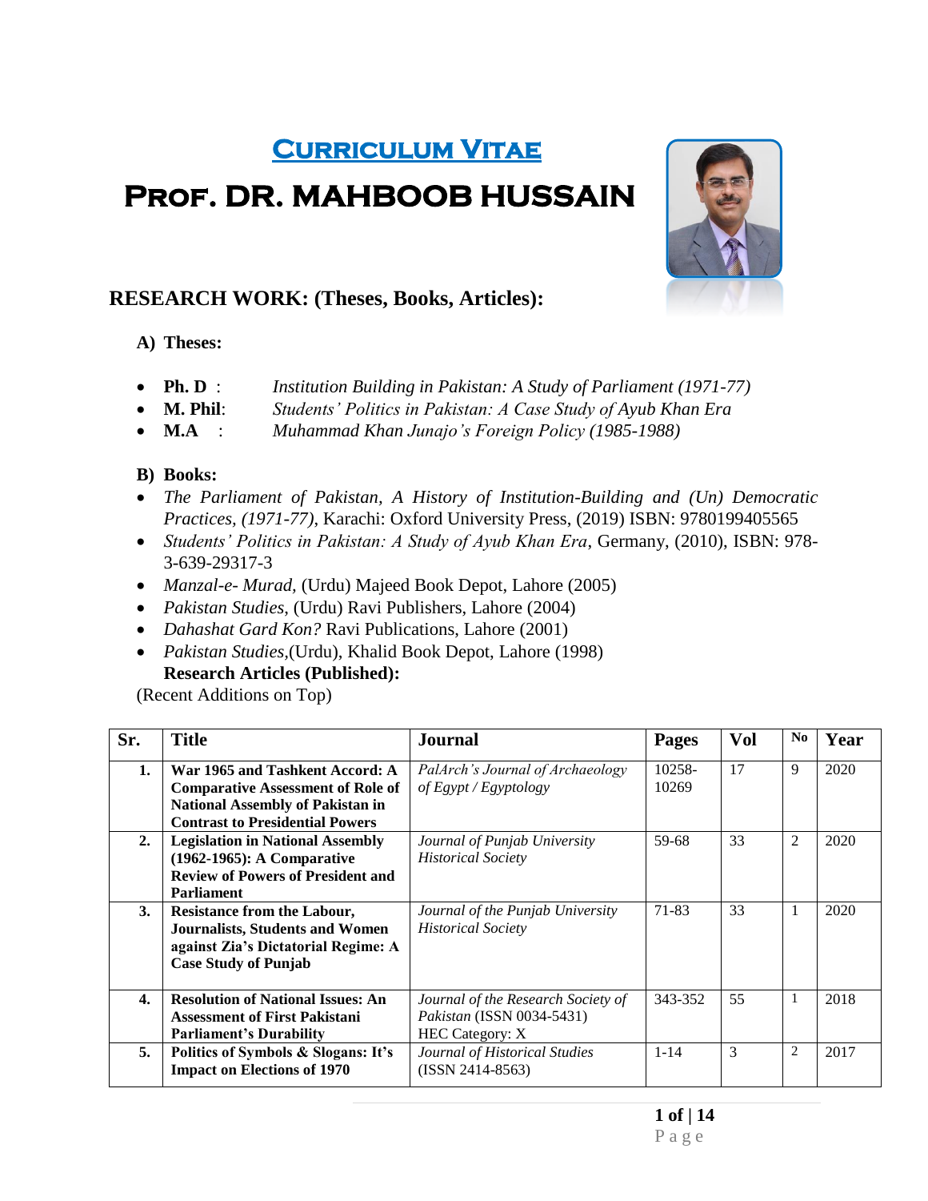# CURRICULUM VITAE

# PROF. DR. MAHBOOB HUSSAIN

## RESEARCH WORK: (Theses, Books, Articles):

### A) Theses:

- **Ph. D** : *Institution Building in Pakistan: A Study of Parliament (1971-77)*
- **M. Phil**: *Students' Politics in Pakistan: A Case Study of Ayub Khan Era*
- **M.A** : *Muhammad Khan Junajo's Foreign Policy (1985-1988)*

### B) Books:

- *The Parliament of Pakistan, A History of Institution-Building and (Un) Democratic Practices, (1971-77)*, Karachi: Oxford University Press, (2019) ISBN: 9780199405565
- *Students' Politics in Pakistan: A Study of Ayub Khan Era*, Germany, (2010), ISBN: 978-3-639-29317-3
- *Manzal-e- Murad,* (Urdu) Majeed Book Depot, Lahore (2005)
- *Pakistan Studies*, (Urdu) Ravi Publishers, Lahore (2004)
- *Dahashat Gard Kon?* Ravi Publications, Lahore (2001)
- *Pakistan Studies*,(Urdu), Khalid Book Depot, Lahore (1998)

**Research Articles (Published):**

(Recent Additions on Top)

| Sr. | Title | Journal | Pages | Vol | No | Year |
|---|---|---|---|---|---|---|
| **1.** | **War 1965 and Tashkent Accord: A Comparative Assessment of Role of National Assembly of Pakistan in Contrast to Presidential Powers** | *PalArch's Journal of Archaeology of Egypt / Egyptology* | 10258-10269 | 17 | 9 | 2020 |
| **2.** | **Legislation in National Assembly (1962-1965): A Comparative Review of Powers of President and Parliament** | *Journal of Punjab University Historical Society* | 59-68 | 33 | 2 | 2020 |
| **3.** | **Resistance from the Labour, Journalists, Students and Women against Zia's Dictatorial Regime: A Case Study of Punjab** | *Journal of the Punjab University Historical Society* | 71-83 | 33 | 1 | 2020 |
| **4.** | **Resolution of National Issues: An Assessment of First Pakistani Parliament's Durability** | *Journal of the Research Society of Pakistan* (ISSN 0034-5431) HEC Category: X | 343-352 | 55 | 1 | 2018 |
| **5.** | **Politics of Symbols & Slogans: It's Impact on Elections of 1970** | *Journal of Historical Studies* (ISSN 2414-8563) | 1-14 | 3 | 2 | 2017 |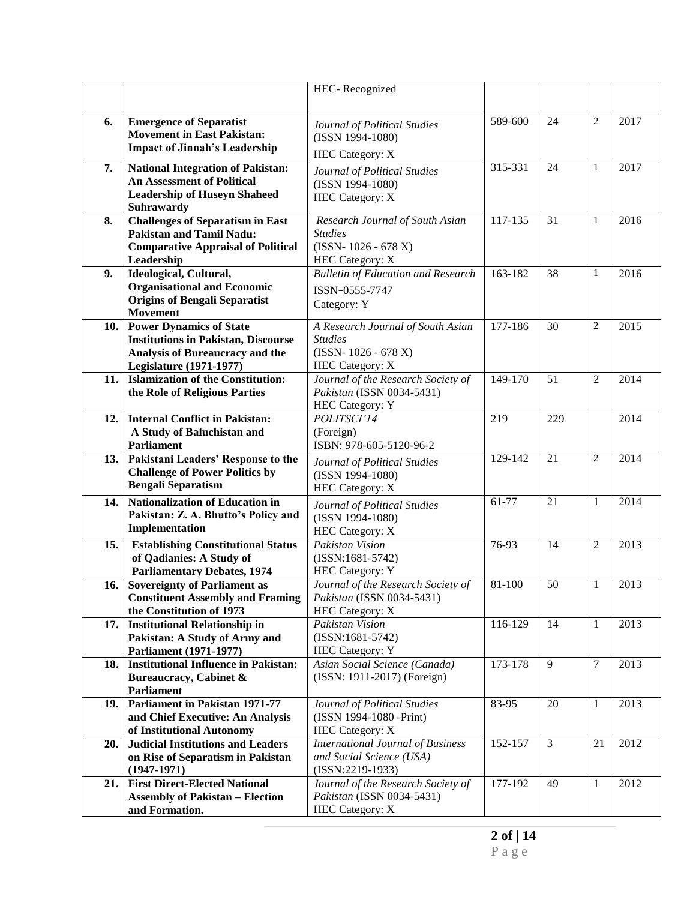| | | | | | | |
|---|---|---|---|---|---|---|
| | | HEC- Recognized | | | | |
| 6. | **Emergence of Separatist Movement in East Pakistan: Impact of Jinnah's Leadership** | *Journal of Political Studies* (ISSN 1994-1080) HEC Category: X | 589-600 | 24 | 2 | 2017 |
| 7. | **National Integration of Pakistan: An Assessment of Political Leadership of Huseyn Shaheed Suhrawardy** | *Journal of Political Studies* (ISSN 1994-1080) HEC Category: X | 315-331 | 24 | 1 | 2017 |
| 8. | **Challenges of Separatism in East Pakistan and Tamil Nadu: Comparative Appraisal of Political Leadership** | *Research Journal of South Asian Studies* (ISSN- 1026 - 678 X) HEC Category: X | 117-135 | 31 | 1 | 2016 |
| 9. | **Ideological, Cultural, Organisational and Economic Origins of Bengali Separatist Movement** | *Bulletin of Education and Research* ISSN-0555-7747 Category: Y | 163-182 | 38 | 1 | 2016 |
| 10. | **Power Dynamics of State Institutions in Pakistan, Discourse Analysis of Bureaucracy and the Legislature (1971-1977)** | *A Research Journal of South Asian Studies* (ISSN- 1026 - 678 X) HEC Category: X | 177-186 | 30 | 2 | 2015 |
| 11. | **Islamization of the Constitution: the Role of Religious Parties** | *Journal of the Research Society of Pakistan* (ISSN 0034-5431) HEC Category: Y | 149-170 | 51 | 2 | 2014 |
| 12. | **Internal Conflict in Pakistan: A Study of Baluchistan and Parliament** | *POLITSCI'14* (Foreign) ISBN: 978-605-5120-96-2 | 219 | 229 | | 2014 |
| 13. | **Pakistani Leaders' Response to the Challenge of Power Politics by Bengali Separatism** | *Journal of Political Studies* (ISSN 1994-1080) HEC Category: X | 129-142 | 21 | 2 | 2014 |
| 14. | **Nationalization of Education in Pakistan: Z. A. Bhutto's Policy and Implementation** | *Journal of Political Studies* (ISSN 1994-1080) HEC Category: X | 61-77 | 21 | 1 | 2014 |
| 15. | **Establishing Constitutional Status of Qadianies: A Study of Parliamentary Debates, 1974** | *Pakistan Vision* (ISSN:1681-5742) HEC Category: Y | 76-93 | 14 | 2 | 2013 |
| 16. | **Sovereignty of Parliament as Constituent Assembly and Framing the Constitution of 1973** | *Journal of the Research Society of Pakistan* (ISSN 0034-5431) HEC Category: X | 81-100 | 50 | 1 | 2013 |
| 17. | **Institutional Relationship in Pakistan: A Study of Army and Parliament (1971-1977)** | *Pakistan Vision* (ISSN:1681-5742) HEC Category: Y | 116-129 | 14 | 1 | 2013 |
| 18. | **Institutional Influence in Pakistan: Bureaucracy, Cabinet & Parliament** | *Asian Social Science (Canada)* (ISSN: 1911-2017) (Foreign) | 173-178 | 9 | 7 | 2013 |
| 19. | **Parliament in Pakistan 1971-77 and Chief Executive: An Analysis of Institutional Autonomy** | *Journal of Political Studies* (ISSN 1994-1080 -Print) HEC Category: X | 83-95 | 20 | 1 | 2013 |
| 20. | **Judicial Institutions and Leaders on Rise of Separatism in Pakistan (1947-1971)** | *International Journal of Business and Social Science (USA)* (ISSN:2219-1933) | 152-157 | 3 | 21 | 2012 |
| 21. | **First Direct-Elected National Assembly of Pakistan – Election and Formation.** | *Journal of the Research Society of Pakistan* (ISSN 0034-5431) HEC Category: X | 177-192 | 49 | 1 | 2012 |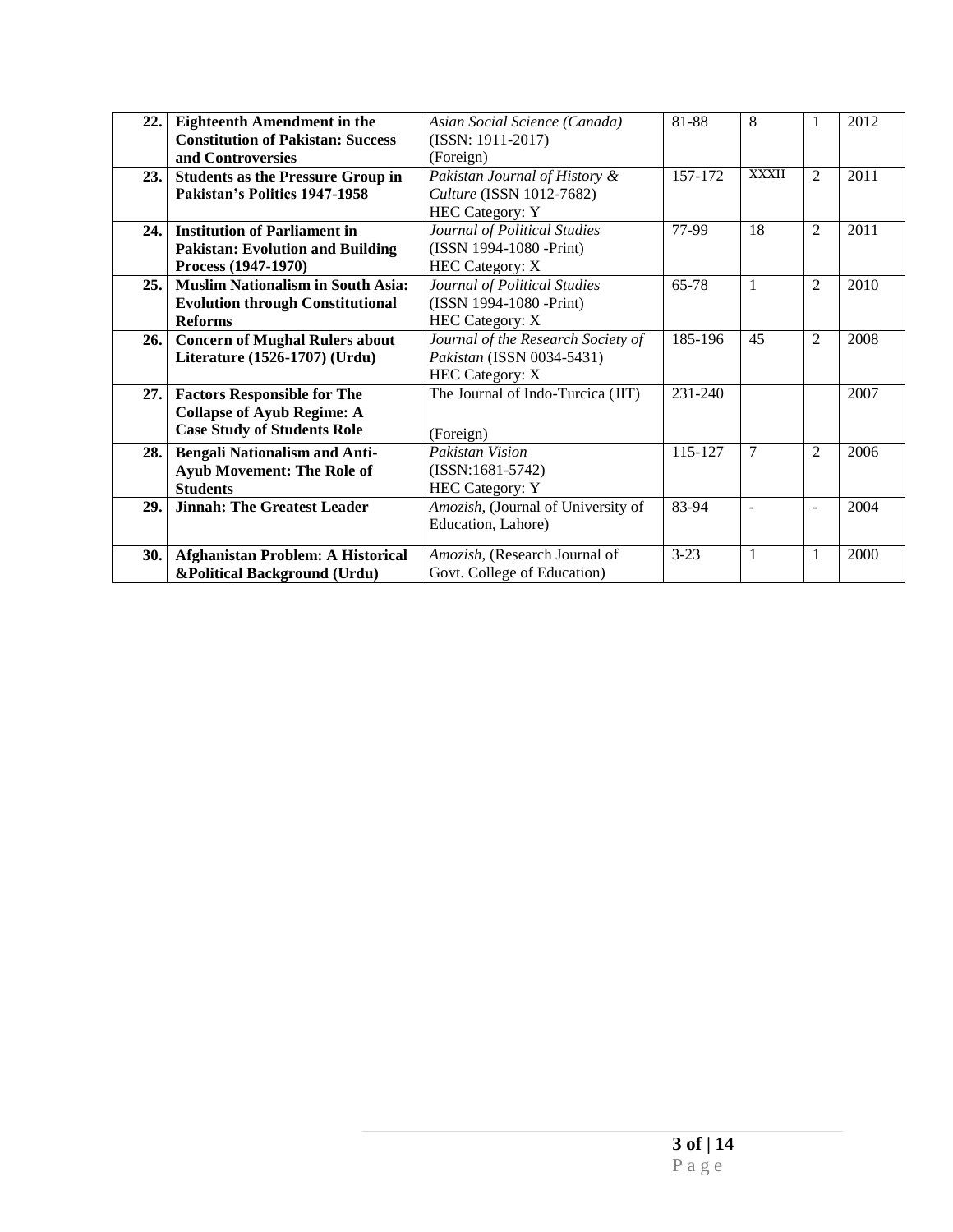| | | | | | | |
|---|---|---|---|---|---|---|
| **22.** | **Eighteenth Amendment in the Constitution of Pakistan: Success and Controversies** | *Asian Social Science (Canada)* (ISSN: 1911-2017) (Foreign) | 81-88 | 8 | 1 | 2012 |
| **23.** | **Students as the Pressure Group in Pakistan's Politics 1947-1958** | *Pakistan Journal of History & Culture* (ISSN 1012-7682) HEC Category: Y | 157-172 | XXXII | 2 | 2011 |
| **24.** | **Institution of Parliament in Pakistan: Evolution and Building Process (1947-1970)** | *Journal of Political Studies* (ISSN 1994-1080 -Print) HEC Category: X | 77-99 | 18 | 2 | 2011 |
| **25.** | **Muslim Nationalism in South Asia: Evolution through Constitutional Reforms** | *Journal of Political Studies* (ISSN 1994-1080 -Print) HEC Category: X | 65-78 | 1 | 2 | 2010 |
| **26.** | **Concern of Mughal Rulers about Literature (1526-1707) (Urdu)** | *Journal of the Research Society of Pakistan* (ISSN 0034-5431) HEC Category: X | 185-196 | 45 | 2 | 2008 |
| **27.** | **Factors Responsible for The Collapse of Ayub Regime: A Case Study of Students Role** | The Journal of Indo-Turcica (JIT) (Foreign) | 231-240 | | | 2007 |
| **28.** | **Bengali Nationalism and Anti-Ayub Movement: The Role of Students** | *Pakistan Vision* (ISSN:1681-5742) HEC Category: Y | 115-127 | 7 | 2 | 2006 |
| **29.** | **Jinnah: The Greatest Leader** | *Amozish*, (Journal of University of Education, Lahore) | 83-94 | - | - | 2004 |
| **30.** | **Afghanistan Problem: A Historical &Political Background (Urdu)** | *Amozish*, (Research Journal of Govt. College of Education) | 3-23 | 1 | 1 | 2000 |